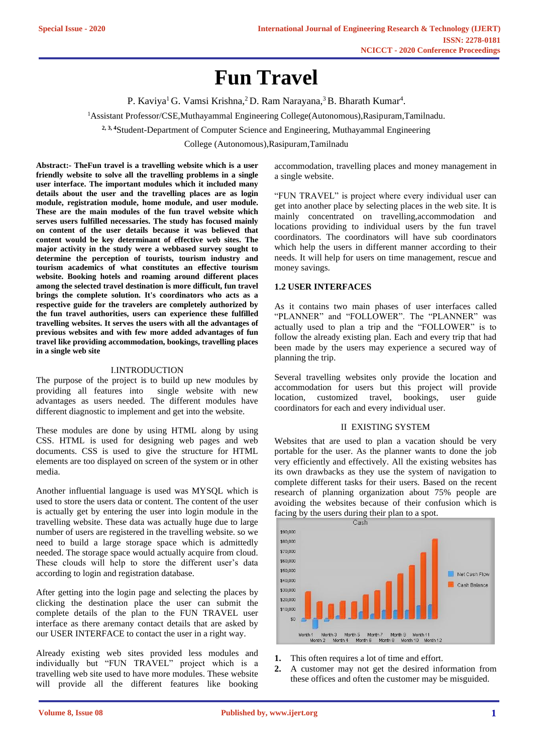# Fun Travel

P. Kaviya[1] G. Vamsi Krishna,[2] D. Ram Narayana,[3] B. Bharath Kumar[4].

[1]Assistant Professor/CSE,Muthayammal Engineering College(Autonomous),Rasipuram,Tamilnadu.

[2, 3, 4]Student-Department of Computer Science and Engineering, Muthayammal Engineering College (Autonomous),Rasipuram,Tamilnadu

**Abstract:- TheFun travel is a travelling website which is a user friendly website to solve all the travelling problems in a single user interface. The important modules which it included many details about the user and the travelling places are as login module, registration module, home module, and user module. These are the main modules of the fun travel website which serves users fulfilled necessaries. The study has focused mainly on content of the user details because it was believed that content would be key determinant of effective web sites. The major activity in the study were a webbased survey sought to determine the perception of tourists, tourism industry and tourism academics of what constitutes an effective tourism website. Booking hotels and roaming around different places among the selected travel destination is more difficult, fun travel brings the complete solution. It's coordinators who acts as a respective guide for the travelers are completely authorized by the fun travel authorities, users can experience these fulfilled travelling websites. It serves the users with all the advantages of previous websites and with few more added advantages of fun travel like providing accommodation, bookings, travelling places in a single web site**

## I.INTRODUCTION

The purpose of the project is to build up new modules by providing all features into single website with new advantages as users needed. The different modules have different diagnostic to implement and get into the website.

These modules are done by using HTML along by using CSS. HTML is used for designing web pages and web documents. CSS is used to give the structure for HTML elements are too displayed on screen of the system or in other media.

Another influential language is used was MYSQL which is used to store the users data or content. The content of the user is actually get by entering the user into login module in the travelling website. These data was actually huge due to large number of users are registered in the travelling website. so we need to build a large storage space which is admittedly needed. The storage space would actually acquire from cloud. These clouds will help to store the different user's data according to login and registration database.

After getting into the login page and selecting the places by clicking the destination place the user can submit the complete details of the plan to the FUN TRAVEL user interface as there aremany contact details that are asked by our USER INTERFACE to contact the user in a right way.

Already existing web sites provided less modules and individually but "FUN TRAVEL" project which is a travelling web site used to have more modules. These website will provide all the different features like booking accommodation, travelling places and money management in a single website.

"FUN TRAVEL" is project where every individual user can get into another place by selecting places in the web site. It is mainly concentrated on travelling,accommodation and locations providing to individual users by the fun travel coordinators. The coordinators will have sub coordinators which help the users in different manner according to their needs. It will help for users on time management, rescue and money savings.

### 1.2 USER INTERFACES

As it contains two main phases of user interfaces called "PLANNER" and "FOLLOWER". The "PLANNER" was actually used to plan a trip and the "FOLLOWER" is to follow the already existing plan. Each and every trip that had been made by the users may experience a secured way of planning the trip.

Several travelling websites only provide the location and accommodation for users but this project will provide location, customized travel, bookings, user guide coordinators for each and every individual user.

## II EXISTING SYSTEM

Websites that are used to plan a vacation should be very portable for the user. As the planner wants to done the job very efficiently and effectively. All the existing websites has its own drawbacks as they use the system of navigation to complete different tasks for their users. Based on the recent research of planning organization about 75% people are avoiding the websites because of their confusion which is facing by the users during their plan to a spot.

1. This often requires a lot of time and effort.
2. A customer may not get the desired information from these offices and often the customer may be misguided.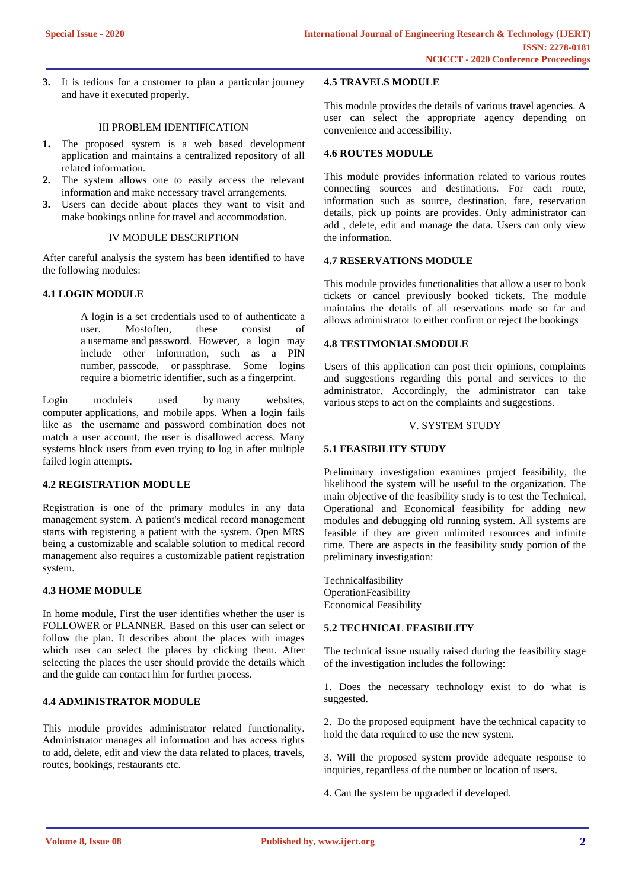3. It is tedious for a customer to plan a particular journey and have it executed properly.

## III PROBLEM IDENTIFICATION

1. The proposed system is a web based development application and maintains a centralized repository of all related information.
2. The system allows one to easily access the relevant information and make necessary travel arrangements.
3. Users can decide about places they want to visit and make bookings online for travel and accommodation.

## IV MODULE DESCRIPTION

After careful analysis the system has been identified to have the following modules:

### 4.1 LOGIN MODULE

A login is a set credentials used to of authenticate a user. Mostoften, these consist of a username and password. However, a login may include other information, such as a PIN number, passcode, or passphrase. Some logins require a biometric identifier, such as a fingerprint.

Login moduleis used by many websites, computer applications, and mobile apps. When a login fails like as the username and password combination does not match a user account, the user is disallowed access. Many systems block users from even trying to log in after multiple failed login attempts.

### 4.2 REGISTRATION MODULE

Registration is one of the primary modules in any data management system. A patient's medical record management starts with registering a patient with the system. Open MRS being a customizable and scalable solution to medical record management also requires a customizable patient registration system.

### 4.3 HOME MODULE

In home module, First the user identifies whether the user is FOLLOWER or PLANNER. Based on this user can select or follow the plan. It describes about the places with images which user can select the places by clicking them. After selecting the places the user should provide the details which and the guide can contact him for further process.

### 4.4 ADMINISTRATOR MODULE

This module provides administrator related functionality. Administrator manages all information and has access rights to add, delete, edit and view the data related to places, travels, routes, bookings, restaurants etc.

### 4.5 TRAVELS MODULE

This module provides the details of various travel agencies. A user can select the appropriate agency depending on convenience and accessibility.

### 4.6 ROUTES MODULE

This module provides information related to various routes connecting sources and destinations. For each route, information such as source, destination, fare, reservation details, pick up points are provides. Only administrator can add , delete, edit and manage the data. Users can only view the information.

### 4.7 RESERVATIONS MODULE

This module provides functionalities that allow a user to book tickets or cancel previously booked tickets. The module maintains the details of all reservations made so far and allows administrator to either confirm or reject the bookings

### 4.8 TESTIMONIALSMODULE

Users of this application can post their opinions, complaints and suggestions regarding this portal and services to the administrator. Accordingly, the administrator can take various steps to act on the complaints and suggestions.

## V. SYSTEM STUDY

### 5.1 FEASIBILITY STUDY

Preliminary investigation examines project feasibility, the likelihood the system will be useful to the organization. The main objective of the feasibility study is to test the Technical, Operational and Economical feasibility for adding new modules and debugging old running system. All systems are feasible if they are given unlimited resources and infinite time. There are aspects in the feasibility study portion of the preliminary investigation:

Technicalfasibility
OperationFeasibility
Economical Feasibility

### 5.2 TECHNICAL FEASIBILITY

The technical issue usually raised during the feasibility stage of the investigation includes the following:

1. Does the necessary technology exist to do what is suggested.

2. Do the proposed equipment have the technical capacity to hold the data required to use the new system.

3. Will the proposed system provide adequate response to inquiries, regardless of the number or location of users.

4. Can the system be upgraded if developed.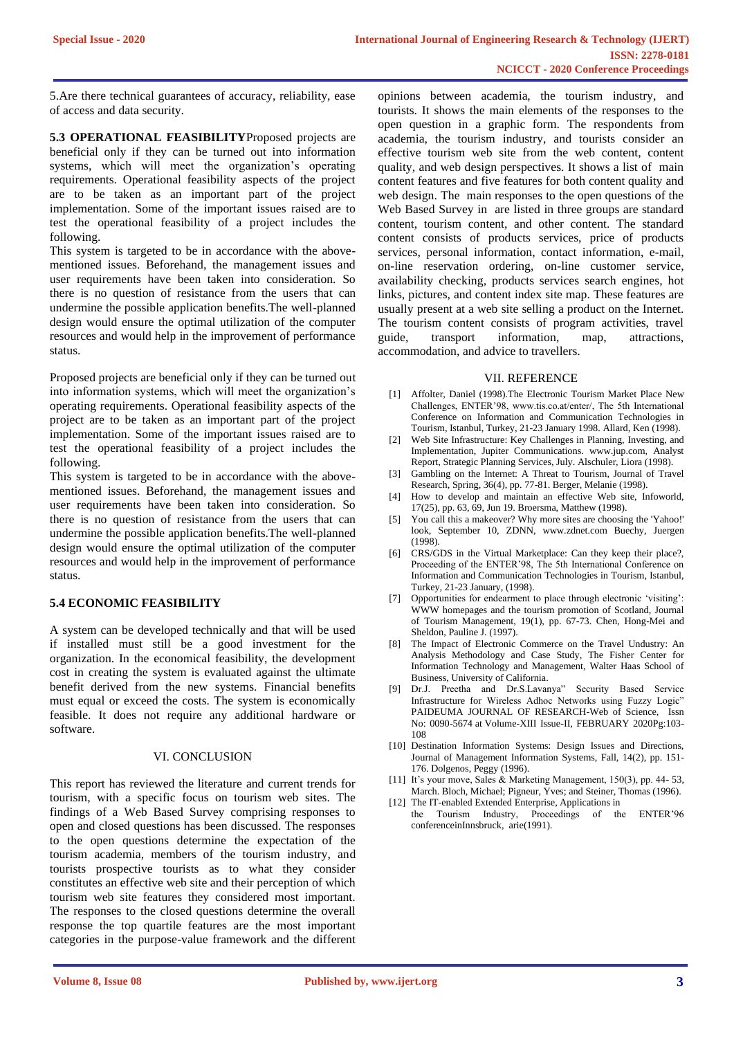5.Are there technical guarantees of accuracy, reliability, ease of access and data security.

**5.3 OPERATIONAL FEASIBILITY**Proposed projects are beneficial only if they can be turned out into information systems, which will meet the organization's operating requirements. Operational feasibility aspects of the project are to be taken as an important part of the project implementation. Some of the important issues raised are to test the operational feasibility of a project includes the following.

This system is targeted to be in accordance with the above-mentioned issues. Beforehand, the management issues and user requirements have been taken into consideration. So there is no question of resistance from the users that can undermine the possible application benefits.The well-planned design would ensure the optimal utilization of the computer resources and would help in the improvement of performance status.

Proposed projects are beneficial only if they can be turned out into information systems, which will meet the organization's operating requirements. Operational feasibility aspects of the project are to be taken as an important part of the project implementation. Some of the important issues raised are to test the operational feasibility of a project includes the following.

This system is targeted to be in accordance with the above-mentioned issues. Beforehand, the management issues and user requirements have been taken into consideration. So there is no question of resistance from the users that can undermine the possible application benefits.The well-planned design would ensure the optimal utilization of the computer resources and would help in the improvement of performance status.

### 5.4 ECONOMIC FEASIBILITY

A system can be developed technically and that will be used if installed must still be a good investment for the organization. In the economical feasibility, the development cost in creating the system is evaluated against the ultimate benefit derived from the new systems. Financial benefits must equal or exceed the costs. The system is economically feasible. It does not require any additional hardware or software.

## VI. CONCLUSION

This report has reviewed the literature and current trends for tourism, with a specific focus on tourism web sites. The findings of a Web Based Survey comprising responses to open and closed questions has been discussed. The responses to the open questions determine the expectation of the tourism academia, members of the tourism industry, and tourists prospective tourists as to what they consider constitutes an effective web site and their perception of which tourism web site features they considered most important. The responses to the closed questions determine the overall response the top quartile features are the most important categories in the purpose-value framework and the different opinions between academia, the tourism industry, and tourists. It shows the main elements of the responses to the open question in a graphic form. The respondents from academia, the tourism industry, and tourists consider an effective tourism web site from the web content, content quality, and web design perspectives. It shows a list of main content features and five features for both content quality and web design. The main responses to the open questions of the Web Based Survey in are listed in three groups are standard content, tourism content, and other content. The standard content consists of products services, price of products services, personal information, contact information, e-mail, on-line reservation ordering, on-line customer service, availability checking, products services search engines, hot links, pictures, and content index site map. These features are usually present at a web site selling a product on the Internet. The tourism content consists of program activities, travel guide, transport information, map, attractions, accommodation, and advice to travellers.

## VII. REFERENCE

[1] Affolter, Daniel (1998).The Electronic Tourism Market Place New Challenges, ENTER'98, www.tis.co.at/enter/, The 5th International Conference on Information and Communication Technologies in Tourism, Istanbul, Turkey, 21-23 January 1998. Allard, Ken (1998).

[2] Web Site Infrastructure: Key Challenges in Planning, Investing, and Implementation, Jupiter Communications. www.jup.com, Analyst Report, Strategic Planning Services, July. Alschuler, Liora (1998).

[3] Gambling on the Internet: A Threat to Tourism, Journal of Travel Research, Spring, 36(4), pp. 77-81. Berger, Melanie (1998).

[4] How to develop and maintain an effective Web site, Infoworld, 17(25), pp. 63, 69, Jun 19. Broersma, Matthew (1998).

[5] You call this a makeover? Why more sites are choosing the 'Yahoo!' look, September 10, ZDNN, www.zdnet.com Buechy, Juergen (1998).

[6] CRS/GDS in the Virtual Marketplace: Can they keep their place?, Proceeding of the ENTER'98, The 5th International Conference on Information and Communication Technologies in Tourism, Istanbul, Turkey, 21-23 January, (1998).

[7] Opportunities for endearment to place through electronic 'visiting': WWW homepages and the tourism promotion of Scotland, Journal of Tourism Management, 19(1), pp. 67-73. Chen, Hong-Mei and Sheldon, Pauline J. (1997).

[8] The Impact of Electronic Commerce on the Travel Undustry: An Analysis Methodology and Case Study, The Fisher Center for Information Technology and Management, Walter Haas School of Business, University of California.

[9] Dr.J. Preetha and Dr.S.Lavanya" Security Based Service Infrastructure for Wireless Adhoc Networks using Fuzzy Logic" PAIDEUMA JOURNAL OF RESEARCH-Web of Science, Issn No: 0090-5674 at Volume-XIII Issue-II, FEBRUARY 2020Pg:103-108

[10] Destination Information Systems: Design Issues and Directions, Journal of Management Information Systems, Fall, 14(2), pp. 151-176. Dolgenos, Peggy (1996).

[11] It's your move, Sales & Marketing Management, 150(3), pp. 44- 53, March. Bloch, Michael; Pigneur, Yves; and Steiner, Thomas (1996).

[12] The IT-enabled Extended Enterprise, Applications in the Tourism Industry, Proceedings of the ENTER'96 conferenceinInnsbruck, arie(1991).